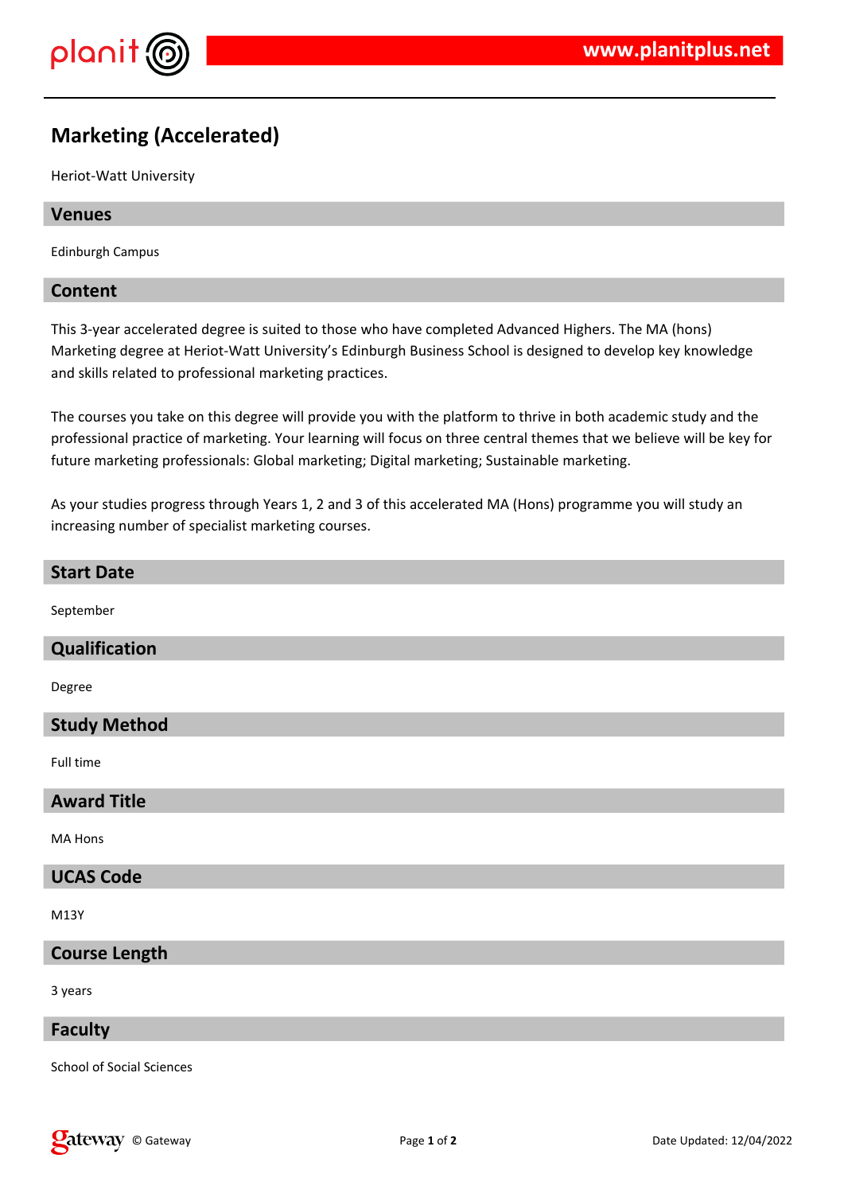# Marketing (Accelerated)

Heriot-Watt University

## Venues

Edinburgh Campus

## Content

This 3-year accelerated degree is suited to those who have completed Advanced Highers. The MA (hons) Marketing degree at Heriot-Watt University's Edinburgh Business School is designed to develop key knowledge and skills related to professional marketing practices.

The courses you take on this degree will provide you with the platform to thrive in both academic study and the professional practice of marketing. Your learning will focus on three central themes that we believe will be key for future marketing professionals: Global marketing; Digital marketing; Sustainable marketing.

As your studies progress through Years 1, 2 and 3 of this accelerated MA (Hons) programme you will study an increasing number of specialist marketing courses.

## Start Date

September

## Qualification

Degree

## Study Method

Full time

## Award Title

MA Hons

## UCAS Code

M13Y

## Course Length

3 years

## Faculty

School of Social Sciences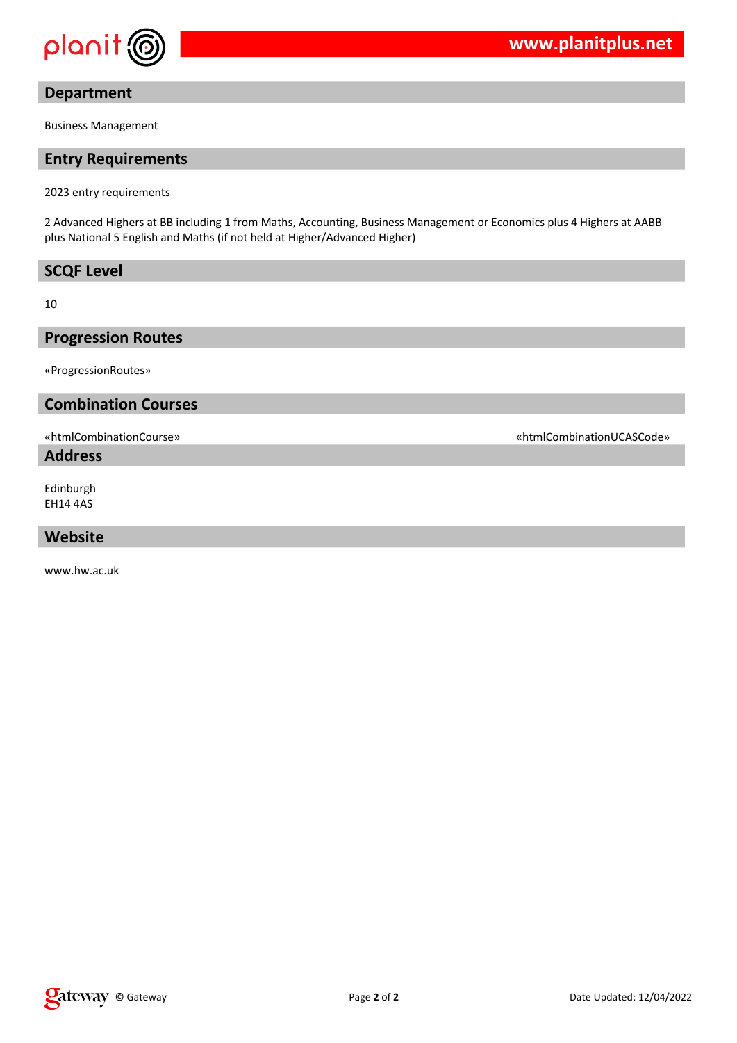## Department

Business Management

## Entry Requirements

2023 entry requirements

2 Advanced Highers at BB including 1 from Maths, Accounting, Business Management or Economics plus 4 Highers at AABB plus National 5 English and Maths (if not held at Higher/Advanced Higher)

## SCQF Level

10

## Progression Routes

«ProgressionRoutes»

## Combination Courses

«htmlCombinationCourse» «htmlCombinationUCASCode»

## Address

Edinburgh
EH14 4AS

## Website

www.hw.ac.uk